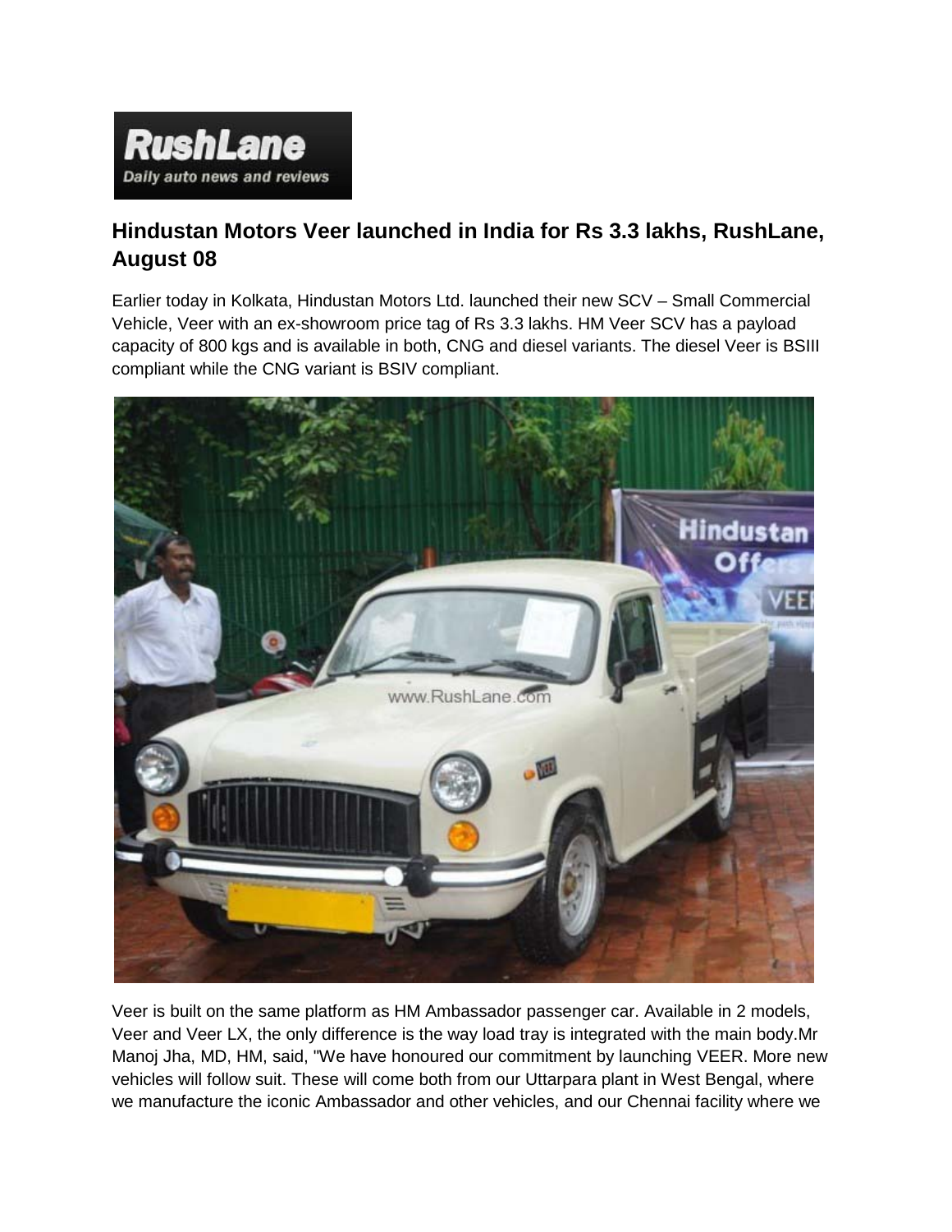## Hindustan Motors Veer launched in India for Rs 3.3 lakhs, RushLane, August 08

Earlier today in Kolkata, Hindustan Motors Ltd. launched their new SCV – Small Commercial Vehicle, Veer with an ex-showroom price tag of Rs 3.3 lakhs. HM Veer SCV has a payload capacity of 800 kgs and is available in both, CNG and diesel variants. The diesel Veer is BSIII compliant while the CNG variant is BSIV compliant.

Veer is built on the same platform as HM Ambassador passenger car. Available in 2 models, Veer and Veer LX, the only difference is the way load tray is integrated with the main body.Mr Manoj Jha, MD, HM, said, "We have honoured our commitment by launching VEER. More new vehicles will follow suit. These will come both from our Uttarpara plant in West Bengal, where we manufacture the iconic Ambassador and other vehicles, and our Chennai facility where we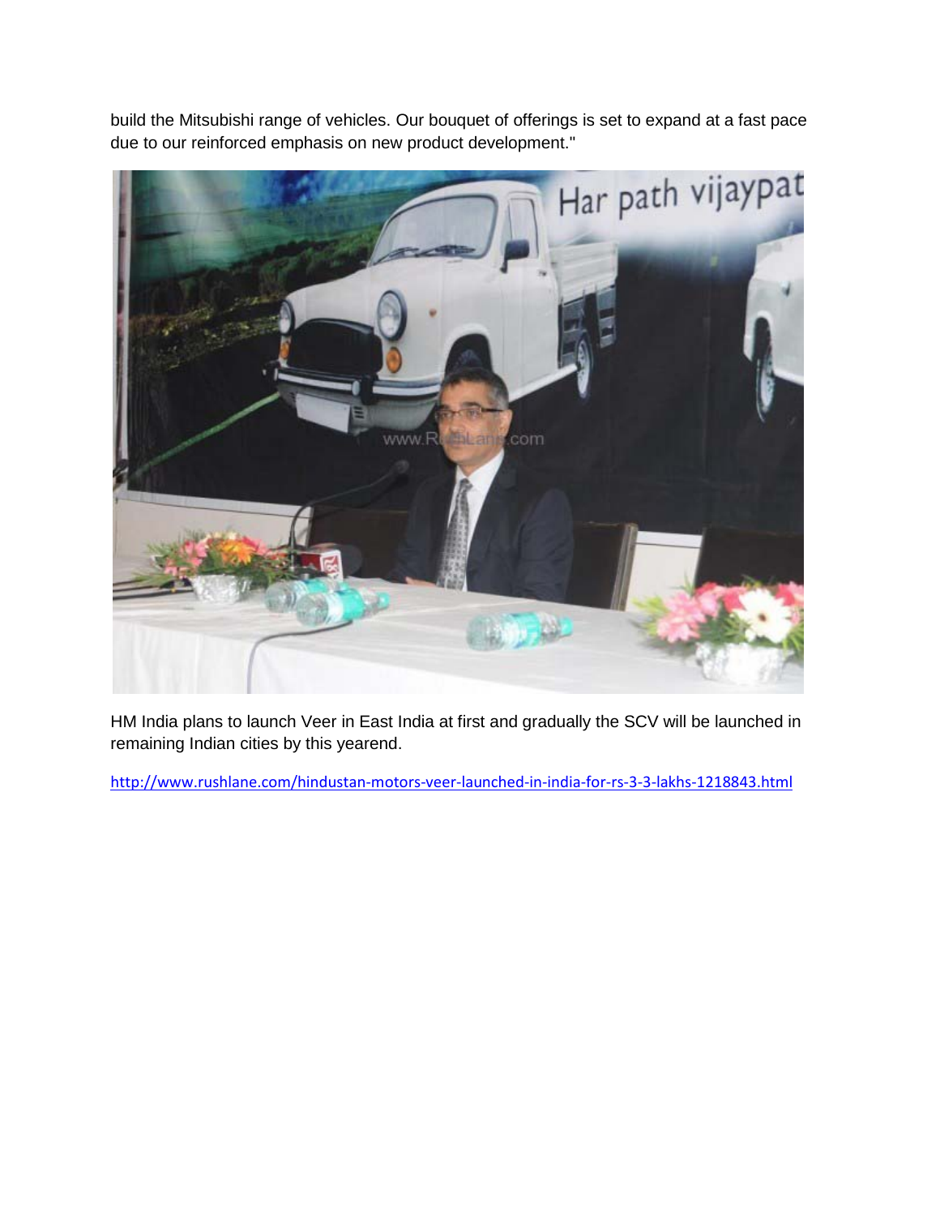build the Mitsubishi range of vehicles. Our bouquet of offerings is set to expand at a fast pace due to our reinforced emphasis on new product development."

HM India plans to launch Veer in East India at first and gradually the SCV will be launched in remaining Indian cities by this yearend.

http://www.rushlane.com/hindustan-motors-veer-launched-in-india-for-rs-3-3-lakhs-1218843.html